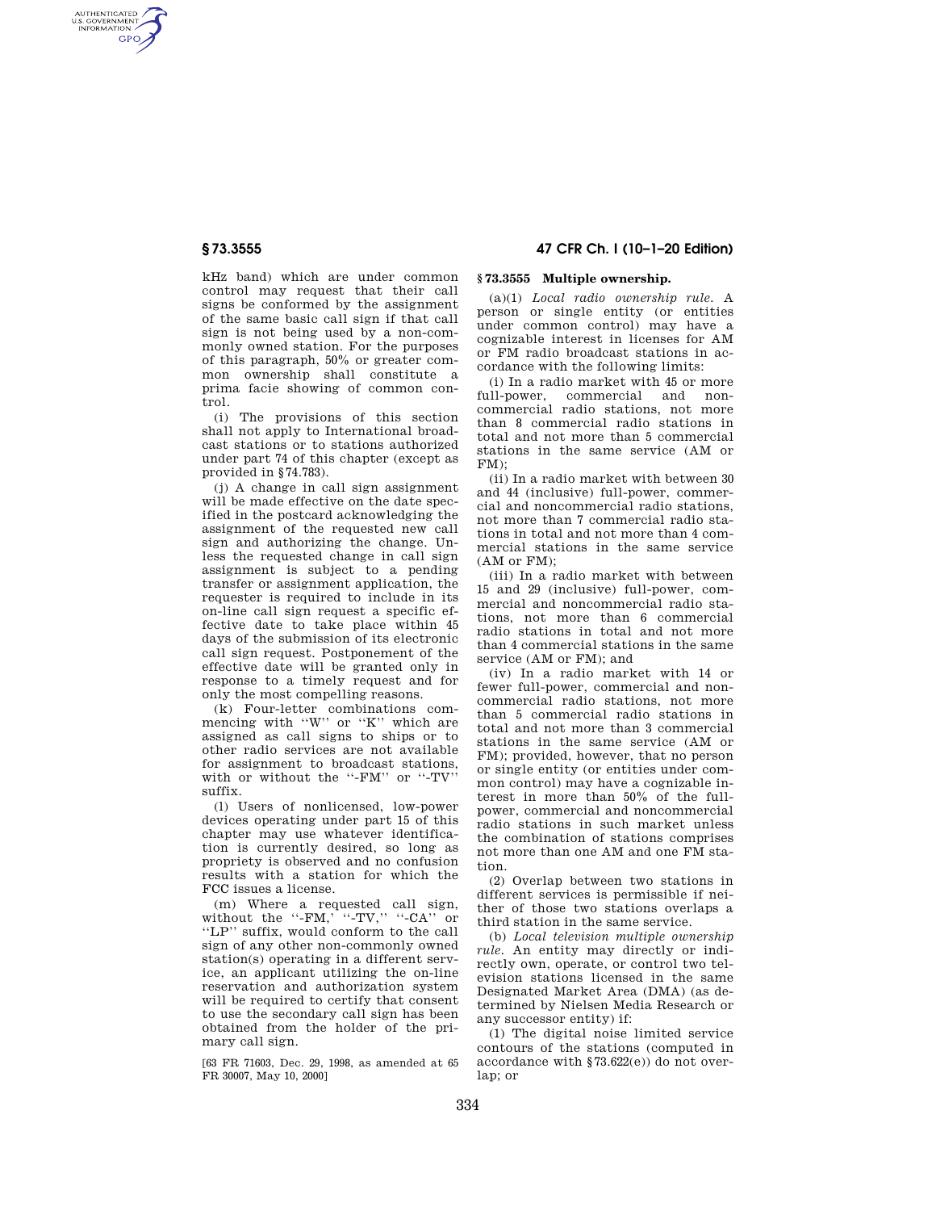kHz band) which are under common control may request that their call signs be conformed by the assignment of the same basic call sign if that call sign is not being used by a non-commonly owned station. For the purposes of this paragraph, 50% or greater common ownership shall constitute a prima facie showing of common control.

(i) The provisions of this section shall not apply to International broadcast stations or to stations authorized under part 74 of this chapter (except as provided in §74.783).

(j) A change in call sign assignment will be made effective on the date specified in the postcard acknowledging the assignment of the requested new call sign and authorizing the change. Unless the requested change in call sign assignment is subject to a pending transfer or assignment application, the requester is required to include in its on-line call sign request a specific effective date to take place within 45 days of the submission of its electronic call sign request. Postponement of the effective date will be granted only in response to a timely request and for only the most compelling reasons.

(k) Four-letter combinations commencing with "W" or "K" which are assigned as call signs to ships or to other radio services are not available for assignment to broadcast stations, with or without the "-FM" or "-TV" suffix.

(l) Users of nonlicensed, low-power devices operating under part 15 of this chapter may use whatever identification is currently desired, so long as propriety is observed and no confusion results with a station for which the FCC issues a license.

(m) Where a requested call sign, without the "-FM," "-TV," "-CA" or "LP" suffix, would conform to the call sign of any other non-commonly owned station(s) operating in a different service, an applicant utilizing the on-line reservation and authorization system will be required to certify that consent to use the secondary call sign has been obtained from the holder of the primary call sign.

[63 FR 71603, Dec. 29, 1998, as amended at 65 FR 30007, May 10, 2000]

## § 73.3555 Multiple ownership.

(a)(1) *Local radio ownership rule.* A person or single entity (or entities under common control) may have a cognizable interest in licenses for AM or FM radio broadcast stations in accordance with the following limits:

(i) In a radio market with 45 or more full-power, commercial and noncommercial radio stations, not more than 8 commercial radio stations in total and not more than 5 commercial stations in the same service (AM or FM);

(ii) In a radio market with between 30 and 44 (inclusive) full-power, commercial and noncommercial radio stations, not more than 7 commercial radio stations in total and not more than 4 commercial stations in the same service (AM or FM);

(iii) In a radio market with between 15 and 29 (inclusive) full-power, commercial and noncommercial radio stations, not more than 6 commercial radio stations in total and not more than 4 commercial stations in the same service (AM or FM); and

(iv) In a radio market with 14 or fewer full-power, commercial and noncommercial radio stations, not more than 5 commercial radio stations in total and not more than 3 commercial stations in the same service (AM or FM); provided, however, that no person or single entity (or entities under common control) may have a cognizable interest in more than 50% of the full-power, commercial and noncommercial radio stations in such market unless the combination of stations comprises not more than one AM and one FM station.

(2) Overlap between two stations in different services is permissible if neither of those two stations overlaps a third station in the same service.

(b) *Local television multiple ownership rule.* An entity may directly or indirectly own, operate, or control two television stations licensed in the same Designated Market Area (DMA) (as determined by Nielsen Media Research or any successor entity) if:

(1) The digital noise limited service contours of the stations (computed in accordance with §73.622(e)) do not overlap; or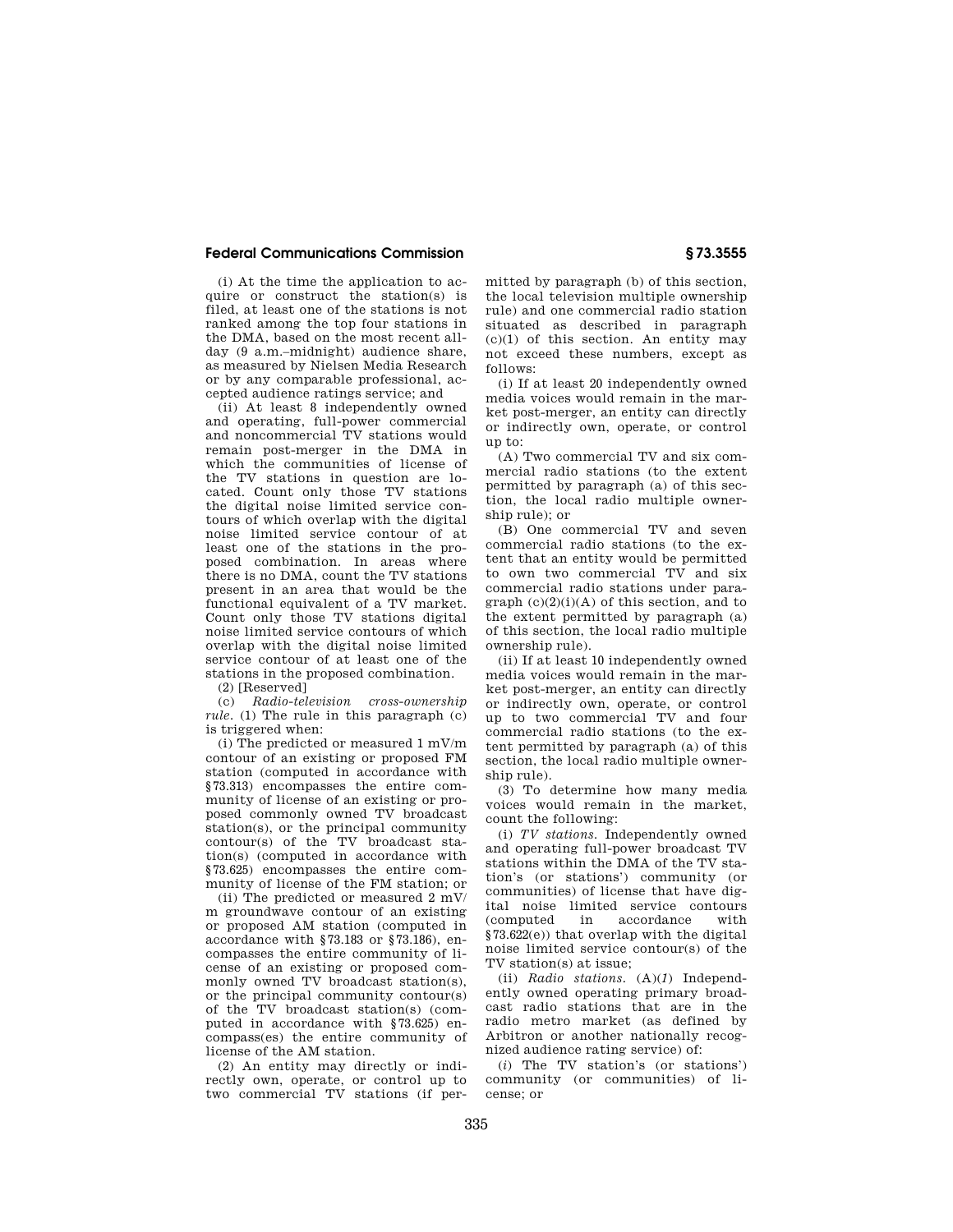(i) At the time the application to acquire or construct the station(s) is filed, at least one of the stations is not ranked among the top four stations in the DMA, based on the most recent all-day (9 a.m.–midnight) audience share, as measured by Nielsen Media Research or by any comparable professional, accepted audience ratings service; and

(ii) At least 8 independently owned and operating, full-power commercial and noncommercial TV stations would remain post-merger in the DMA in which the communities of license of the TV stations in question are located. Count only those TV stations the digital noise limited service contours of which overlap with the digital noise limited service contour of at least one of the stations in the proposed combination. In areas where there is no DMA, count the TV stations present in an area that would be the functional equivalent of a TV market. Count only those TV stations digital noise limited service contours of which overlap with the digital noise limited service contour of at least one of the stations in the proposed combination.

(2) [Reserved]

(c) *Radio-television cross-ownership rule.* (1) The rule in this paragraph (c) is triggered when:

(i) The predicted or measured 1 mV/m contour of an existing or proposed FM station (computed in accordance with §73.313) encompasses the entire community of license of an existing or proposed commonly owned TV broadcast station(s), or the principal community contour(s) of the TV broadcast station(s) (computed in accordance with §73.625) encompasses the entire community of license of the FM station; or

(ii) The predicted or measured 2 mV/m groundwave contour of an existing or proposed AM station (computed in accordance with §73.183 or §73.186), encompasses the entire community of license of an existing or proposed commonly owned TV broadcast station(s), or the principal community contour(s) of the TV broadcast station(s) (computed in accordance with §73.625) encompass(es) the entire community of license of the AM station.

(2) An entity may directly or indirectly own, operate, or control up to two commercial TV stations (if permitted by paragraph (b) of this section, the local television multiple ownership rule) and one commercial radio station situated as described in paragraph (c)(1) of this section. An entity may not exceed these numbers, except as follows:

(i) If at least 20 independently owned media voices would remain in the market post-merger, an entity can directly or indirectly own, operate, or control up to:

(A) Two commercial TV and six commercial radio stations (to the extent permitted by paragraph (a) of this section, the local radio multiple ownership rule); or

(B) One commercial TV and seven commercial radio stations (to the extent that an entity would be permitted to own two commercial TV and six commercial radio stations under paragraph (c)(2)(i)(A) of this section, and to the extent permitted by paragraph (a) of this section, the local radio multiple ownership rule).

(ii) If at least 10 independently owned media voices would remain in the market post-merger, an entity can directly or indirectly own, operate, or control up to two commercial TV and four commercial radio stations (to the extent permitted by paragraph (a) of this section, the local radio multiple ownership rule).

(3) To determine how many media voices would remain in the market, count the following:

(i) *TV stations.* Independently owned and operating full-power broadcast TV stations within the DMA of the TV station's (or stations') community (or communities) of license that have digital noise limited service contours (computed in accordance with §73.622(e)) that overlap with the digital noise limited service contour(s) of the TV station(s) at issue;

(ii) *Radio stations.* (A)(*1*) Independently owned operating primary broadcast radio stations that are in the radio metro market (as defined by Arbitron or another nationally recognized audience rating service) of:

(*i*) The TV station's (or stations') community (or communities) of license; or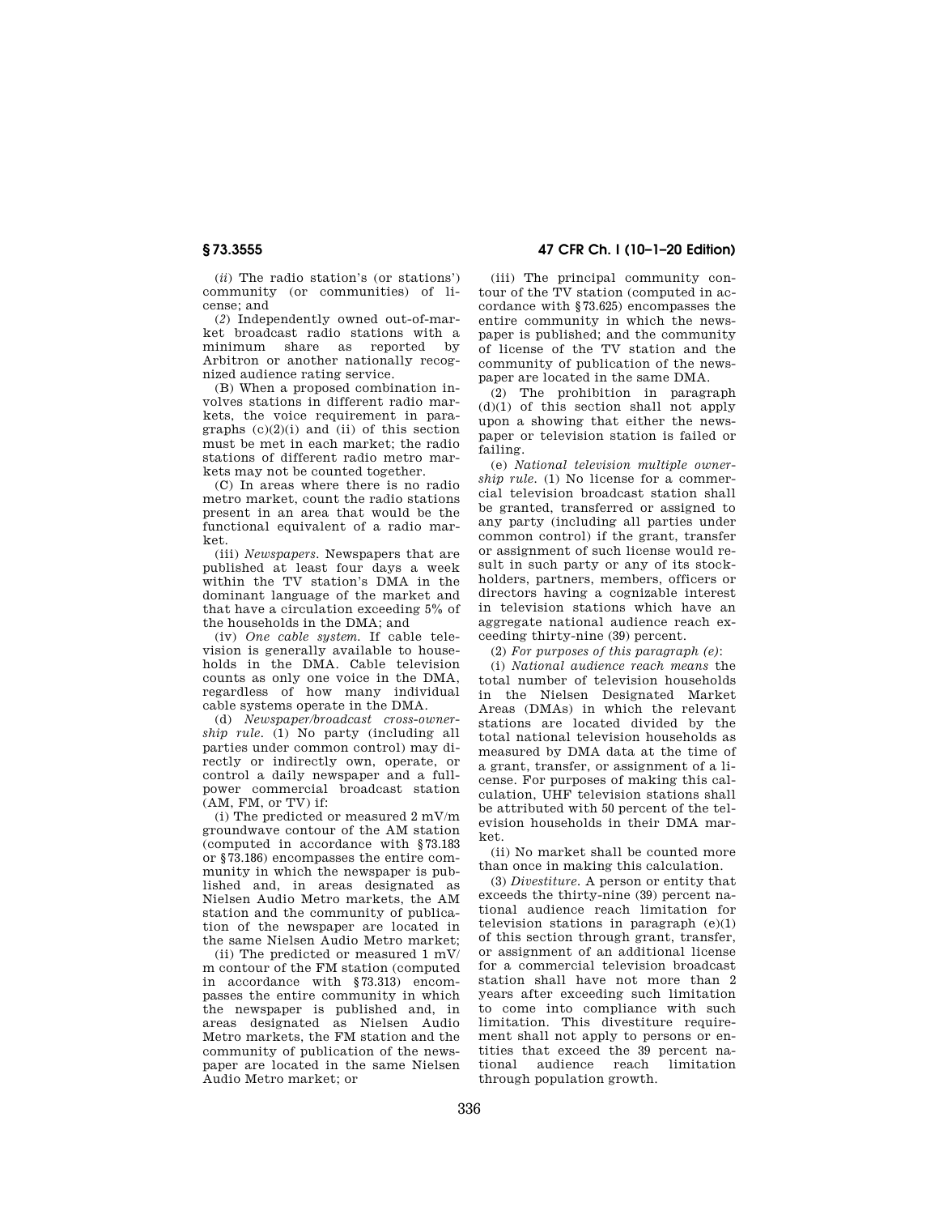(*ii*) The radio station's (or stations') community (or communities) of license; and

(*2*) Independently owned out-of-market broadcast radio stations with a minimum share as reported by Arbitron or another nationally recognized audience rating service.

(B) When a proposed combination involves stations in different radio markets, the voice requirement in paragraphs (c)(2)(i) and (ii) of this section must be met in each market; the radio stations of different radio metro markets may not be counted together.

(C) In areas where there is no radio metro market, count the radio stations present in an area that would be the functional equivalent of a radio market.

(iii) *Newspapers.* Newspapers that are published at least four days a week within the TV station's DMA in the dominant language of the market and that have a circulation exceeding 5% of the households in the DMA; and

(iv) *One cable system.* If cable television is generally available to households in the DMA. Cable television counts as only one voice in the DMA, regardless of how many individual cable systems operate in the DMA.

(d) *Newspaper/broadcast cross-ownership rule.* (1) No party (including all parties under common control) may directly or indirectly own, operate, or control a daily newspaper and a full-power commercial broadcast station (AM, FM, or TV) if:

(i) The predicted or measured 2 mV/m groundwave contour of the AM station (computed in accordance with §73.183 or §73.186) encompasses the entire community in which the newspaper is published and, in areas designated as Nielsen Audio Metro markets, the AM station and the community of publication of the newspaper are located in the same Nielsen Audio Metro market;

(ii) The predicted or measured 1 mV/m contour of the FM station (computed in accordance with §73.313) encompasses the entire community in which the newspaper is published and, in areas designated as Nielsen Audio Metro markets, the FM station and the community of publication of the newspaper are located in the same Nielsen Audio Metro market; or

(iii) The principal community contour of the TV station (computed in accordance with §73.625) encompasses the entire community in which the newspaper is published; and the community of license of the TV station and the community of publication of the newspaper are located in the same DMA.

(2) The prohibition in paragraph (d)(1) of this section shall not apply upon a showing that either the newspaper or television station is failed or failing.

(e) *National television multiple ownership rule.* (1) No license for a commercial television broadcast station shall be granted, transferred or assigned to any party (including all parties under common control) if the grant, transfer or assignment of such license would result in such party or any of its stockholders, partners, members, officers or directors having a cognizable interest in television stations which have an aggregate national audience reach exceeding thirty-nine (39) percent.

(2) *For purposes of this paragraph (e)*:

(i) *National audience reach means* the total number of television households in the Nielsen Designated Market Areas (DMAs) in which the relevant stations are located divided by the total national television households as measured by DMA data at the time of a grant, transfer, or assignment of a license. For purposes of making this calculation, UHF television stations shall be attributed with 50 percent of the television households in their DMA market.

(ii) No market shall be counted more than once in making this calculation.

(3) *Divestiture.* A person or entity that exceeds the thirty-nine (39) percent national audience reach limitation for television stations in paragraph (e)(1) of this section through grant, transfer, or assignment of an additional license for a commercial television broadcast station shall have not more than 2 years after exceeding such limitation to come into compliance with such limitation. This divestiture requirement shall not apply to persons or entities that exceed the 39 percent national audience reach limitation through population growth.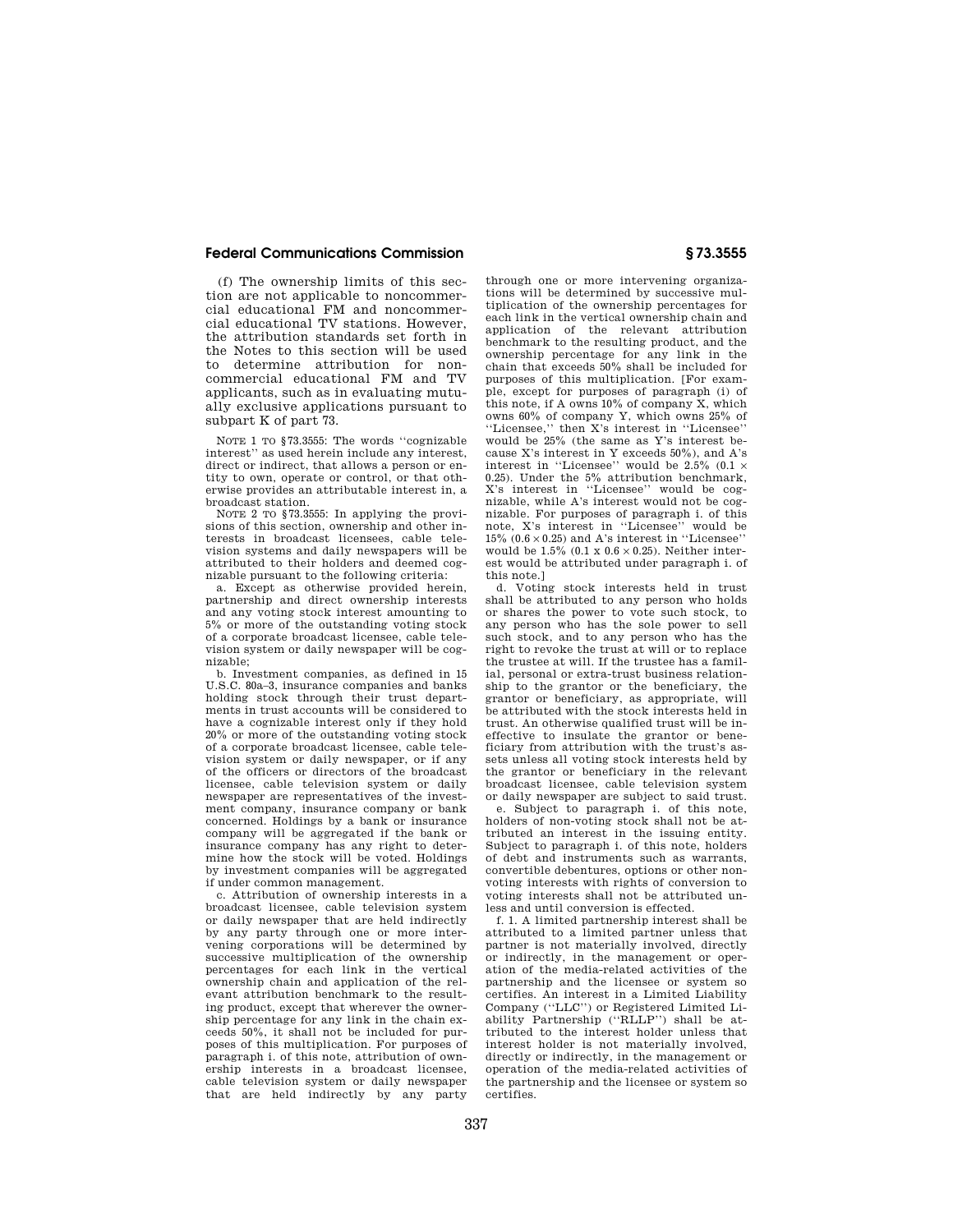(f) The ownership limits of this section are not applicable to noncommercial educational FM and noncommercial educational TV stations. However, the attribution standards set forth in the Notes to this section will be used to determine attribution for noncommercial educational FM and TV applicants, such as in evaluating mutually exclusive applications pursuant to subpart K of part 73.

NOTE 1 TO §73.3555: The words ''cognizable interest'' as used herein include any interest, direct or indirect, that allows a person or entity to own, operate or control, or that otherwise provides an attributable interest in, a broadcast station.

NOTE 2 TO §73.3555: In applying the provisions of this section, ownership and other interests in broadcast licensees, cable television systems and daily newspapers will be attributed to their holders and deemed cognizable pursuant to the following criteria:

a. Except as otherwise provided herein, partnership and direct ownership interests and any voting stock interest amounting to 5% or more of the outstanding voting stock of a corporate broadcast licensee, cable television system or daily newspaper will be cognizable;

b. Investment companies, as defined in 15 U.S.C. 80a–3, insurance companies and banks holding stock through their trust departments in trust accounts will be considered to have a cognizable interest only if they hold 20% or more of the outstanding voting stock of a corporate broadcast licensee, cable television system or daily newspaper, or if any of the officers or directors of the broadcast licensee, cable television system or daily newspaper are representatives of the investment company, insurance company or bank concerned. Holdings by a bank or insurance company will be aggregated if the bank or insurance company has any right to determine how the stock will be voted. Holdings by investment companies will be aggregated if under common management.

c. Attribution of ownership interests in a broadcast licensee, cable television system or daily newspaper that are held indirectly by any party through one or more intervening corporations will be determined by successive multiplication of the ownership percentages for each link in the vertical ownership chain and application of the relevant attribution benchmark to the resulting product, except that wherever the ownership percentage for any link in the chain exceeds 50%, it shall not be included for purposes of this multiplication. For purposes of paragraph i. of this note, attribution of ownership interests in a broadcast licensee, cable television system or daily newspaper that are held indirectly by any party through one or more intervening organizations will be determined by successive multiplication of the ownership percentages for each link in the vertical ownership chain and application of the relevant attribution benchmark to the resulting product, and the ownership percentage for any link in the chain that exceeds 50% shall be included for purposes of this multiplication. [For example, except for purposes of paragraph (i) of this note, if A owns 10% of company X, which owns 60% of company Y, which owns 25% of ''Licensee,'' then X's interest in ''Licensee'' would be 25% (the same as Y's interest because X's interest in Y exceeds 50%), and A's interest in ''Licensee'' would be 2.5% ($0.1 \times 0.25$). Under the 5% attribution benchmark, X's interest in ''Licensee'' would be cognizable, while A's interest would not be cognizable. For purposes of paragraph i. of this note, X's interest in ''Licensee'' would be 15% ($0.6 \times 0.25$) and A's interest in ''Licensee'' would be 1.5% ($0.1 \times 0.6 \times 0.25$). Neither interest would be attributed under paragraph i. of this note.]

d. Voting stock interests held in trust shall be attributed to any person who holds or shares the power to vote such stock, to any person who has the sole power to sell such stock, and to any person who has the right to revoke the trust at will or to replace the trustee at will. If the trustee has a familial, personal or extra-trust business relationship to the grantor or the beneficiary, the grantor or beneficiary, as appropriate, will be attributed with the stock interests held in trust. An otherwise qualified trust will be ineffective to insulate the grantor or beneficiary from attribution with the trust's assets unless all voting stock interests held by the grantor or beneficiary in the relevant broadcast licensee, cable television system or daily newspaper are subject to said trust.

e. Subject to paragraph i. of this note, holders of non-voting stock shall not be attributed an interest in the issuing entity. Subject to paragraph i. of this note, holders of debt and instruments such as warrants, convertible debentures, options or other non-voting interests with rights of conversion to voting interests shall not be attributed unless and until conversion is effected.

f. 1. A limited partnership interest shall be attributed to a limited partner unless that partner is not materially involved, directly or indirectly, in the management or operation of the media-related activities of the partnership and the licensee or system so certifies. An interest in a Limited Liability Company (''LLC'') or Registered Limited Liability Partnership (''RLLP'') shall be attributed to the interest holder unless that interest holder is not materially involved, directly or indirectly, in the management or operation of the media-related activities of the partnership and the licensee or system so certifies.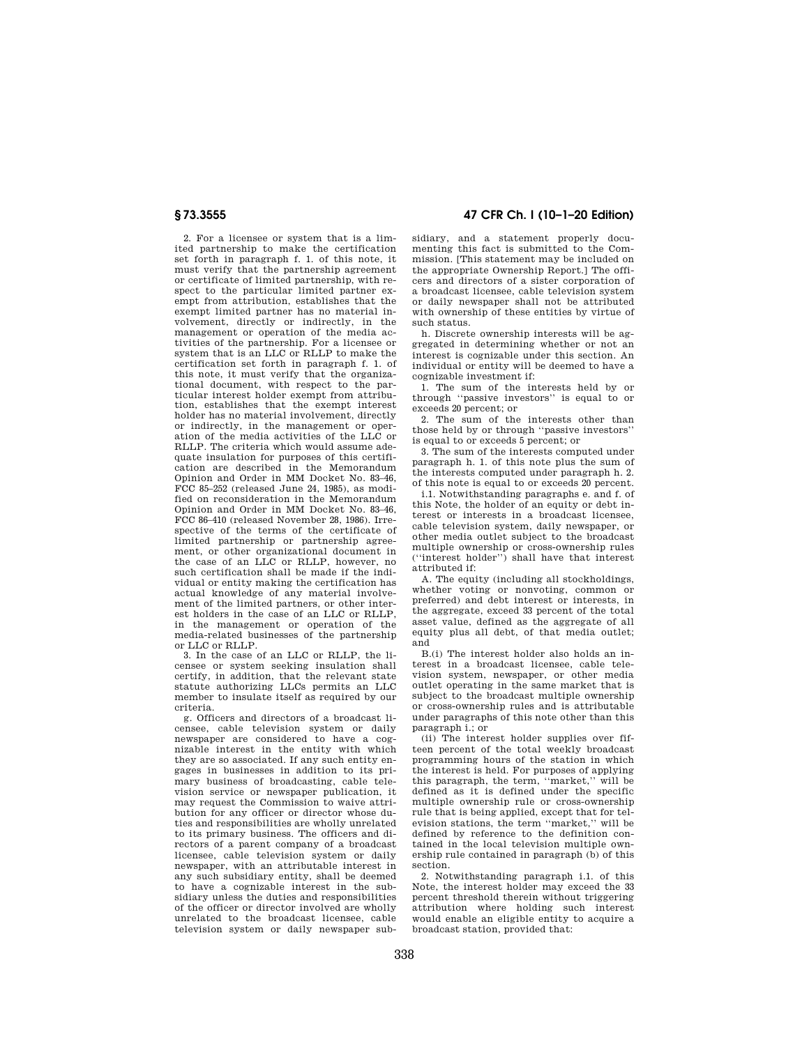2. For a licensee or system that is a limited partnership to make the certification set forth in paragraph f. 1. of this note, it must verify that the partnership agreement or certificate of limited partnership, with respect to the particular limited partner exempt from attribution, establishes that the exempt limited partner has no material involvement, directly or indirectly, in the management or operation of the media activities of the partnership. For a licensee or system that is an LLC or RLLP to make the certification set forth in paragraph f. 1. of this note, it must verify that the organizational document, with respect to the particular interest holder exempt from attribution, establishes that the exempt interest holder has no material involvement, directly or indirectly, in the management or operation of the media activities of the LLC or RLLP. The criteria which would assume adequate insulation for purposes of this certification are described in the Memorandum Opinion and Order in MM Docket No. 83–46, FCC 85–252 (released June 24, 1985), as modified on reconsideration in the Memorandum Opinion and Order in MM Docket No. 83–46, FCC 86–410 (released November 28, 1986). Irrespective of the terms of the certificate of limited partnership or partnership agreement, or other organizational document in the case of an LLC or RLLP, however, no such certification shall be made if the individual or entity making the certification has actual knowledge of any material involvement of the limited partners, or other interest holders in the case of an LLC or RLLP, in the management or operation of the media-related businesses of the partnership or LLC or RLLP.

3. In the case of an LLC or RLLP, the licensee or system seeking insulation shall certify, in addition, that the relevant state statute authorizing LLCs permits an LLC member to insulate itself as required by our criteria.

g. Officers and directors of a broadcast licensee, cable television system or daily newspaper are considered to have a cognizable interest in the entity with which they are so associated. If any such entity engages in businesses in addition to its primary business of broadcasting, cable television service or newspaper publication, it may request the Commission to waive attribution for any officer or director whose duties and responsibilities are wholly unrelated to its primary business. The officers and directors of a parent company of a broadcast licensee, cable television system or daily newspaper, with an attributable interest in any such subsidiary entity, shall be deemed to have a cognizable interest in the subsidiary unless the duties and responsibilities of the officer or director involved are wholly unrelated to the broadcast licensee, cable television system or daily newspaper subsidiary, and a statement properly documenting this fact is submitted to the Commission. [This statement may be included on the appropriate Ownership Report.] The officers and directors of a sister corporation of a broadcast licensee, cable television system or daily newspaper shall not be attributed with ownership of these entities by virtue of such status.

h. Discrete ownership interests will be aggregated in determining whether or not an interest is cognizable under this section. An individual or entity will be deemed to have a cognizable investment if:

1. The sum of the interests held by or through "passive investors" is equal to or exceeds 20 percent; or

2. The sum of the interests other than those held by or through "passive investors" is equal to or exceeds 5 percent; or

3. The sum of the interests computed under paragraph h. 1. of this note plus the sum of the interests computed under paragraph h. 2. of this note is equal to or exceeds 20 percent.

i.1. Notwithstanding paragraphs e. and f. of this Note, the holder of an equity or debt interest or interests in a broadcast licensee, cable television system, daily newspaper, or other media outlet subject to the broadcast multiple ownership or cross-ownership rules ("interest holder") shall have that interest attributed if:

A. The equity (including all stockholdings, whether voting or nonvoting, common or preferred) and debt interest or interests, in the aggregate, exceed 33 percent of the total asset value, defined as the aggregate of all equity plus all debt, of that media outlet; and

B.(i) The interest holder also holds an interest in a broadcast licensee, cable television system, newspaper, or other media outlet operating in the same market that is subject to the broadcast multiple ownership or cross-ownership rules and is attributable under paragraphs of this note other than this paragraph i.; or

(ii) The interest holder supplies over fifteen percent of the total weekly broadcast programming hours of the station in which the interest is held. For purposes of applying this paragraph, the term, "market," will be defined as it is defined under the specific multiple ownership rule or cross-ownership rule that is being applied, except that for television stations, the term "market," will be defined by reference to the definition contained in the local television multiple ownership rule contained in paragraph (b) of this section.

2. Notwithstanding paragraph i.1. of this Note, the interest holder may exceed the 33 percent threshold therein without triggering attribution where holding such interest would enable an eligible entity to acquire a broadcast station, provided that: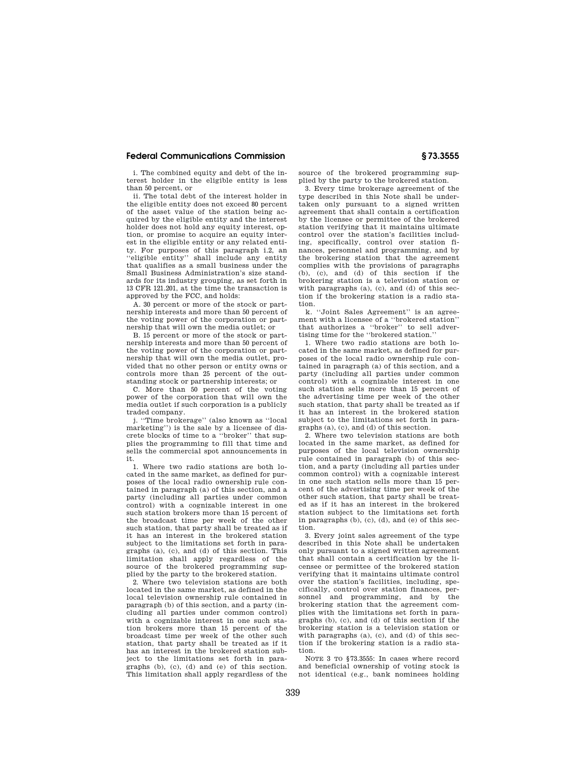i. The combined equity and debt of the interest holder in the eligible entity is less than 50 percent, or

ii. The total debt of the interest holder in the eligible entity does not exceed 80 percent of the asset value of the station being acquired by the eligible entity and the interest holder does not hold any equity interest, option, or promise to acquire an equity interest in the eligible entity or any related entity. For purposes of this paragraph i.2, an "eligible entity" shall include any entity that qualifies as a small business under the Small Business Administration's size standards for its industry grouping, as set forth in 13 CFR 121.201, at the time the transaction is approved by the FCC, and holds:

A. 30 percent or more of the stock or partnership interests and more than 50 percent of the voting power of the corporation or partnership that will own the media outlet; or

B. 15 percent or more of the stock or partnership interests and more than 50 percent of the voting power of the corporation or partnership that will own the media outlet, provided that no other person or entity owns or controls more than 25 percent of the outstanding stock or partnership interests; or

C. More than 50 percent of the voting power of the corporation that will own the media outlet if such corporation is a publicly traded company.

j. "Time brokerage" (also known as "local marketing") is the sale by a licensee of discrete blocks of time to a "broker" that supplies the programming to fill that time and sells the commercial spot announcements in it.

1. Where two radio stations are both located in the same market, as defined for purposes of the local radio ownership rule contained in paragraph (a) of this section, and a party (including all parties under common control) with a cognizable interest in one such station brokers more than 15 percent of the broadcast time per week of the other such station, that party shall be treated as if it has an interest in the brokered station subject to the limitations set forth in paragraphs (a), (c), and (d) of this section. This limitation shall apply regardless of the source of the brokered programming supplied by the party to the brokered station.

2. Where two television stations are both located in the same market, as defined in the local television ownership rule contained in paragraph (b) of this section, and a party (including all parties under common control) with a cognizable interest in one such station brokers more than 15 percent of the broadcast time per week of the other such station, that party shall be treated as if it has an interest in the brokered station subject to the limitations set forth in paragraphs (b), (c), (d) and (e) of this section. This limitation shall apply regardless of the source of the brokered programming supplied by the party to the brokered station.

3. Every time brokerage agreement of the type described in this Note shall be undertaken only pursuant to a signed written agreement that shall contain a certification by the licensee or permittee of the brokered station verifying that it maintains ultimate control over the station's facilities including, specifically, control over station finances, personnel and programming, and by the brokering station that the agreement complies with the provisions of paragraphs (b), (c), and (d) of this section if the brokering station is a television station or with paragraphs (a), (c), and (d) of this section if the brokering station is a radio station.

k. "Joint Sales Agreement" is an agreement with a licensee of a "brokered station" that authorizes a "broker" to sell advertising time for the "brokered station."

1. Where two radio stations are both located in the same market, as defined for purposes of the local radio ownership rule contained in paragraph (a) of this section, and a party (including all parties under common control) with a cognizable interest in one such station sells more than 15 percent of the advertising time per week of the other such station, that party shall be treated as if it has an interest in the brokered station subject to the limitations set forth in paragraphs (a), (c), and (d) of this section.

2. Where two television stations are both located in the same market, as defined for purposes of the local television ownership rule contained in paragraph (b) of this section, and a party (including all parties under common control) with a cognizable interest in one such station sells more than 15 percent of the advertising time per week of the other such station, that party shall be treated as if it has an interest in the brokered station subject to the limitations set forth in paragraphs (b), (c), (d), and (e) of this section.

3. Every joint sales agreement of the type described in this Note shall be undertaken only pursuant to a signed written agreement that shall contain a certification by the licensee or permittee of the brokered station verifying that it maintains ultimate control over the station's facilities, including, specifically, control over station finances, personnel and programming, and by the brokering station that the agreement complies with the limitations set forth in paragraphs (b), (c), and (d) of this section if the brokering station is a television station or with paragraphs (a), (c), and (d) of this section if the brokering station is a radio station.

NOTE 3 TO §73.3555: In cases where record and beneficial ownership of voting stock is not identical (e.g., bank nominees holding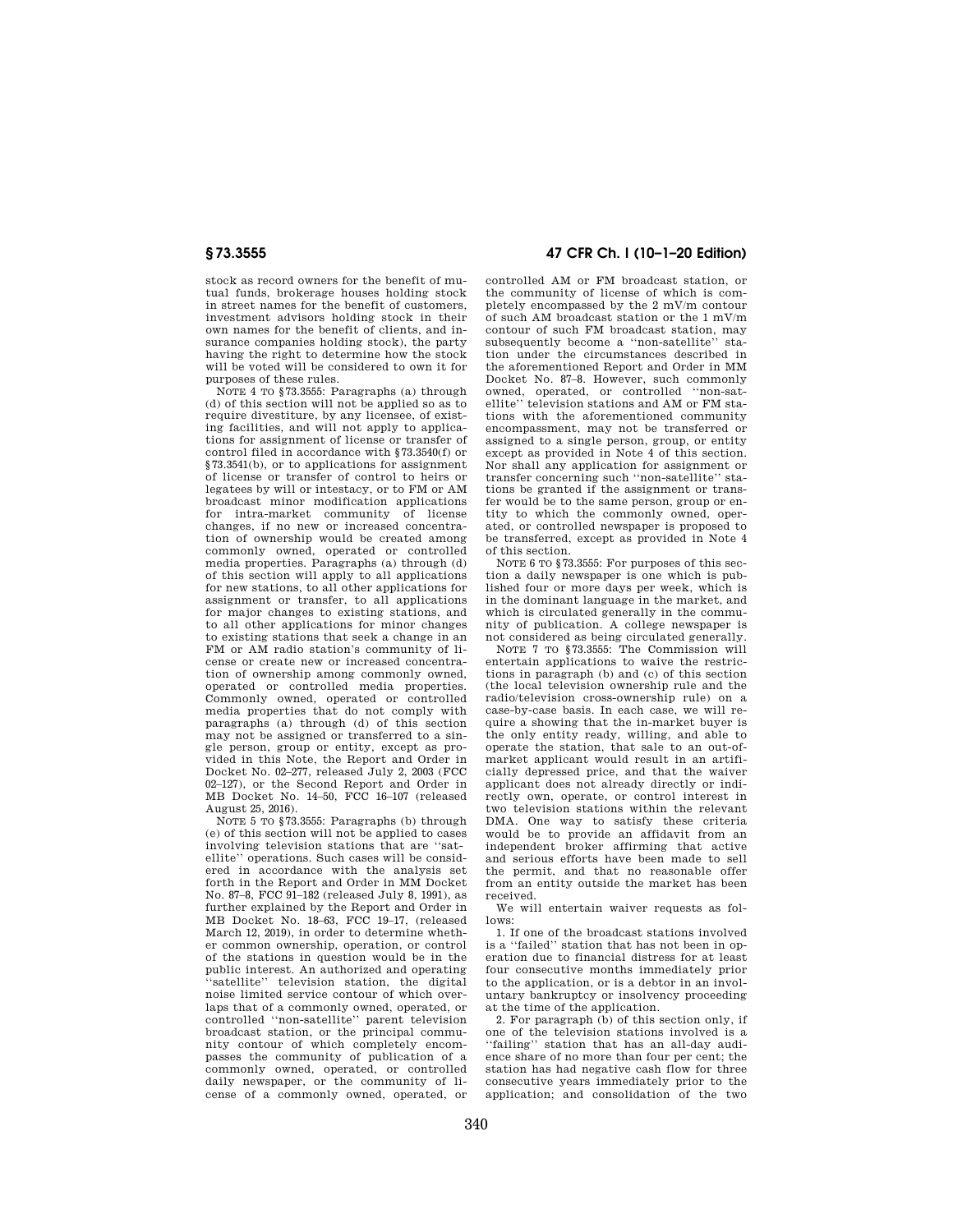stock as record owners for the benefit of mutual funds, brokerage houses holding stock in street names for the benefit of customers, investment advisors holding stock in their own names for the benefit of clients, and insurance companies holding stock), the party having the right to determine how the stock will be voted will be considered to own it for purposes of these rules.

NOTE 4 TO §73.3555: Paragraphs (a) through (d) of this section will not be applied so as to require divestiture, by any licensee, of existing facilities, and will not apply to applications for assignment of license or transfer of control filed in accordance with §73.3540(f) or §73.3541(b), or to applications for assignment of license or transfer of control to heirs or legatees by will or intestacy, or to FM or AM broadcast minor modification applications for intra-market community of license changes, if no new or increased concentration of ownership would be created among commonly owned, operated or controlled media properties. Paragraphs (a) through (d) of this section will apply to all applications for new stations, to all other applications for assignment or transfer, to all applications for major changes to existing stations, and to all other applications for minor changes to existing stations that seek a change in an FM or AM radio station's community of license or create new or increased concentration of ownership among commonly owned, operated or controlled media properties. Commonly owned, operated or controlled media properties that do not comply with paragraphs (a) through (d) of this section may not be assigned or transferred to a single person, group or entity, except as provided in this Note, the Report and Order in Docket No. 02–277, released July 2, 2003 (FCC 02–127), or the Second Report and Order in MB Docket No. 14–50, FCC 16–107 (released August 25, 2016).

NOTE 5 TO §73.3555: Paragraphs (b) through (e) of this section will not be applied to cases involving television stations that are "satellite" operations. Such cases will be considered in accordance with the analysis set forth in the Report and Order in MM Docket No. 87–8, FCC 91–182 (released July 8, 1991), as further explained by the Report and Order in MB Docket No. 18–63, FCC 19–17, (released March 12, 2019), in order to determine whether common ownership, operation, or control of the stations in question would be in the public interest. An authorized and operating "satellite" television station, the digital noise limited service contour of which overlaps that of a commonly owned, operated, or controlled "non-satellite" parent television broadcast station, or the principal community contour of which completely encompasses the community of publication of a commonly owned, operated, or controlled daily newspaper, or the community of license of a commonly owned, operated, or controlled AM or FM broadcast station, or the community of license of which is completely encompassed by the 2 mV/m contour of such AM broadcast station or the 1 mV/m contour of such FM broadcast station, may subsequently become a "non-satellite" station under the circumstances described in the aforementioned Report and Order in MM Docket No. 87–8. However, such commonly owned, operated, or controlled "non-satellite" television stations and AM or FM stations with the aforementioned community encompassment, may not be transferred or assigned to a single person, group, or entity except as provided in Note 4 of this section. Nor shall any application for assignment or transfer concerning such "non-satellite" stations be granted if the assignment or transfer would be to the same person, group or entity to which the commonly owned, operated, or controlled newspaper is proposed to be transferred, except as provided in Note 4 of this section.

NOTE 6 TO §73.3555: For purposes of this section a daily newspaper is one which is published four or more days per week, which is in the dominant language in the market, and which is circulated generally in the community of publication. A college newspaper is not considered as being circulated generally.

NOTE 7 TO §73.3555: The Commission will entertain applications to waive the restrictions in paragraph (b) and (c) of this section (the local television ownership rule and the radio/television cross-ownership rule) on a case-by-case basis. In each case, we will require a showing that the in-market buyer is the only entity ready, willing, and able to operate the station, that sale to an out-of-market applicant would result in an artificially depressed price, and that the waiver applicant does not already directly or indirectly own, operate, or control interest in two television stations within the relevant DMA. One way to satisfy these criteria would be to provide an affidavit from an independent broker affirming that active and serious efforts have been made to sell the permit, and that no reasonable offer from an entity outside the market has been received.

We will entertain waiver requests as follows:

1. If one of the broadcast stations involved is a "failed" station that has not been in operation due to financial distress for at least four consecutive months immediately prior to the application, or is a debtor in an involuntary bankruptcy or insolvency proceeding at the time of the application.

2. For paragraph (b) of this section only, if one of the television stations involved is a "failing" station that has an all-day audience share of no more than four per cent; the station has had negative cash flow for three consecutive years immediately prior to the application; and consolidation of the two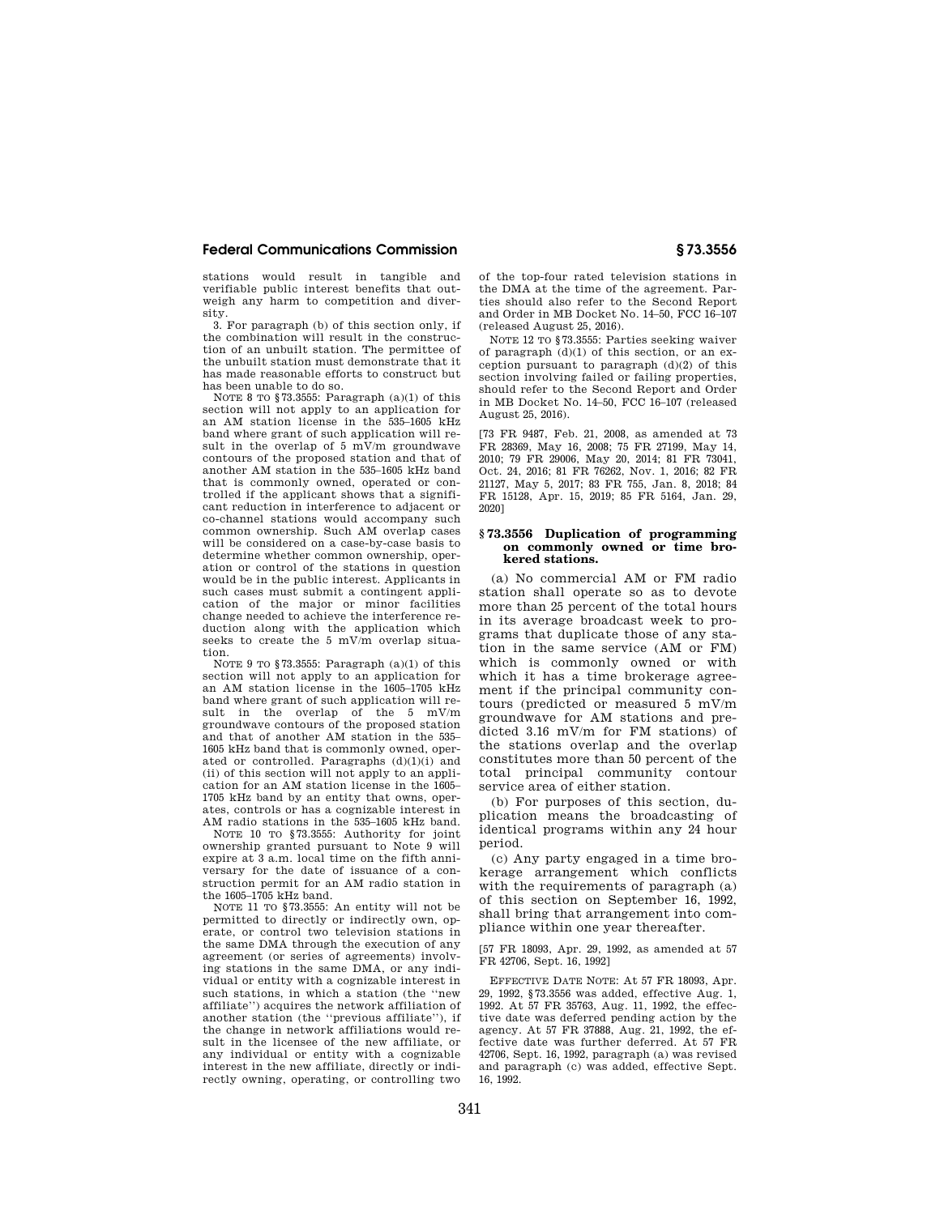stations would result in tangible and verifiable public interest benefits that outweigh any harm to competition and diversity.

3. For paragraph (b) of this section only, if the combination will result in the construction of an unbuilt station. The permittee of the unbuilt station must demonstrate that it has made reasonable efforts to construct but has been unable to do so.

NOTE 8 TO §73.3555: Paragraph (a)(1) of this section will not apply to an application for an AM station license in the 535–1605 kHz band where grant of such application will result in the overlap of 5 mV/m groundwave contours of the proposed station and that of another AM station in the 535–1605 kHz band that is commonly owned, operated or controlled if the applicant shows that a significant reduction in interference to adjacent or co-channel stations would accompany such common ownership. Such AM overlap cases will be considered on a case-by-case basis to determine whether common ownership, operation or control of the stations in question would be in the public interest. Applicants in such cases must submit a contingent application of the major or minor facilities change needed to achieve the interference reduction along with the application which seeks to create the 5 mV/m overlap situation.

NOTE 9 TO §73.3555: Paragraph (a)(1) of this section will not apply to an application for an AM station license in the 1605–1705 kHz band where grant of such application will result in the overlap of the 5 mV/m groundwave contours of the proposed station and that of another AM station in the 535–1605 kHz band that is commonly owned, operated or controlled. Paragraphs (d)(1)(i) and (ii) of this section will not apply to an application for an AM station license in the 1605–1705 kHz band by an entity that owns, operates, controls or has a cognizable interest in AM radio stations in the 535–1605 kHz band.

NOTE 10 TO §73.3555: Authority for joint ownership granted pursuant to Note 9 will expire at 3 a.m. local time on the fifth anniversary for the date of issuance of a construction permit for an AM radio station in the 1605–1705 kHz band.

NOTE 11 TO §73.3555: An entity will not be permitted to directly or indirectly own, operate, or control two television stations in the same DMA through the execution of any agreement (or series of agreements) involving stations in the same DMA, or any individual or entity with a cognizable interest in such stations, in which a station (the "new affiliate") acquires the network affiliation of another station (the "previous affiliate"), if the change in network affiliations would result in the licensee of the new affiliate, or any individual or entity with a cognizable interest in the new affiliate, directly or indirectly owning, operating, or controlling two of the top-four rated television stations in the DMA at the time of the agreement. Parties should also refer to the Second Report and Order in MB Docket No. 14–50, FCC 16–107 (released August 25, 2016).

NOTE 12 TO §73.3555: Parties seeking waiver of paragraph (d)(1) of this section, or an exception pursuant to paragraph (d)(2) of this section involving failed or failing properties, should refer to the Second Report and Order in MB Docket No. 14–50, FCC 16–107 (released August 25, 2016).

[73 FR 9487, Feb. 21, 2008, as amended at 73 FR 28369, May 16, 2008; 75 FR 27199, May 14, 2010; 79 FR 29006, May 20, 2014; 81 FR 73041, Oct. 24, 2016; 81 FR 76262, Nov. 1, 2016; 82 FR 21127, May 5, 2017; 83 FR 755, Jan. 8, 2018; 84 FR 15128, Apr. 15, 2019; 85 FR 5164, Jan. 29, 2020]

## §73.3556 Duplication of programming on commonly owned or time brokered stations.

(a) No commercial AM or FM radio station shall operate so as to devote more than 25 percent of the total hours in its average broadcast week to programs that duplicate those of any station in the same service (AM or FM) which is commonly owned or with which it has a time brokerage agreement if the principal community contours (predicted or measured 5 mV/m groundwave for AM stations and predicted 3.16 mV/m for FM stations) of the stations overlap and the overlap constitutes more than 50 percent of the total principal community contour service area of either station.

(b) For purposes of this section, duplication means the broadcasting of identical programs within any 24 hour period.

(c) Any party engaged in a time brokerage arrangement which conflicts with the requirements of paragraph (a) of this section on September 16, 1992, shall bring that arrangement into compliance within one year thereafter.

[57 FR 18093, Apr. 29, 1992, as amended at 57 FR 42706, Sept. 16, 1992]

EFFECTIVE DATE NOTE: At 57 FR 18093, Apr. 29, 1992, §73.3556 was added, effective Aug. 1, 1992. At 57 FR 35763, Aug. 11, 1992, the effective date was deferred pending action by the agency. At 57 FR 37888, Aug. 21, 1992, the effective date was further deferred. At 57 FR 42706, Sept. 16, 1992, paragraph (a) was revised and paragraph (c) was added, effective Sept. 16, 1992.